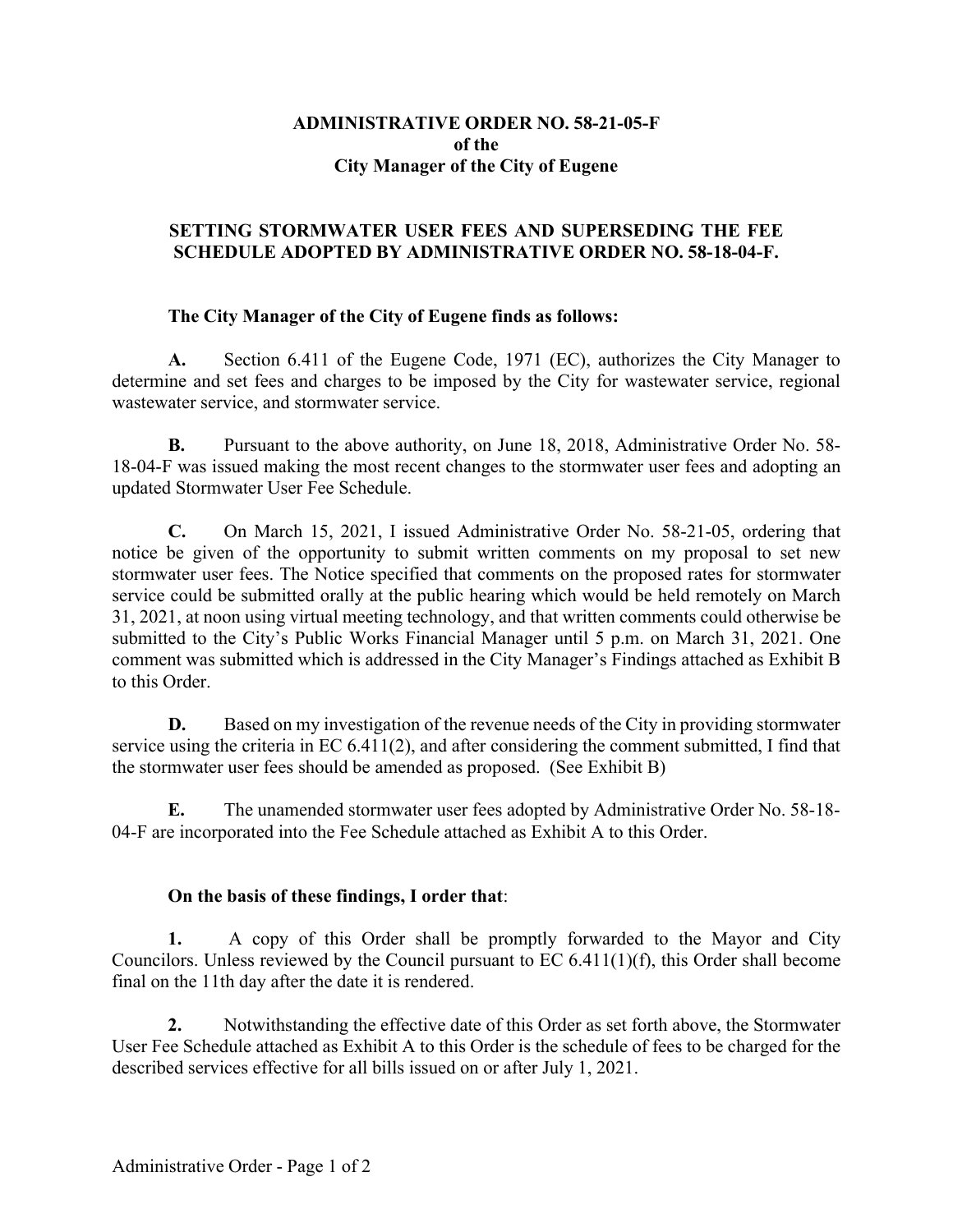# ADMINISTRATIVE ORDER NO. 58-21-05-F
## of the
## City Manager of the City of Eugene

### SETTING STORMWATER USER FEES AND SUPERSEDING THE FEE SCHEDULE ADOPTED BY ADMINISTRATIVE ORDER NO. 58-18-04-F.

**The City Manager of the City of Eugene finds as follows:**

**A.** Section 6.411 of the Eugene Code, 1971 (EC), authorizes the City Manager to determine and set fees and charges to be imposed by the City for wastewater service, regional wastewater service, and stormwater service.

**B.** Pursuant to the above authority, on June 18, 2018, Administrative Order No. 58-18-04-F was issued making the most recent changes to the stormwater user fees and adopting an updated Stormwater User Fee Schedule.

**C.** On March 15, 2021, I issued Administrative Order No. 58-21-05, ordering that notice be given of the opportunity to submit written comments on my proposal to set new stormwater user fees. The Notice specified that comments on the proposed rates for stormwater service could be submitted orally at the public hearing which would be held remotely on March 31, 2021, at noon using virtual meeting technology, and that written comments could otherwise be submitted to the City's Public Works Financial Manager until 5 p.m. on March 31, 2021. One comment was submitted which is addressed in the City Manager's Findings attached as Exhibit B to this Order.

**D.** Based on my investigation of the revenue needs of the City in providing stormwater service using the criteria in EC 6.411(2), and after considering the comment submitted, I find that the stormwater user fees should be amended as proposed. (See Exhibit B)

**E.** The unamended stormwater user fees adopted by Administrative Order No. 58-18-04-F are incorporated into the Fee Schedule attached as Exhibit A to this Order.

**On the basis of these findings, I order that**:

**1.** A copy of this Order shall be promptly forwarded to the Mayor and City Councilors. Unless reviewed by the Council pursuant to EC 6.411(1)(f), this Order shall become final on the 11th day after the date it is rendered.

**2.** Notwithstanding the effective date of this Order as set forth above, the Stormwater User Fee Schedule attached as Exhibit A to this Order is the schedule of fees to be charged for the described services effective for all bills issued on or after July 1, 2021.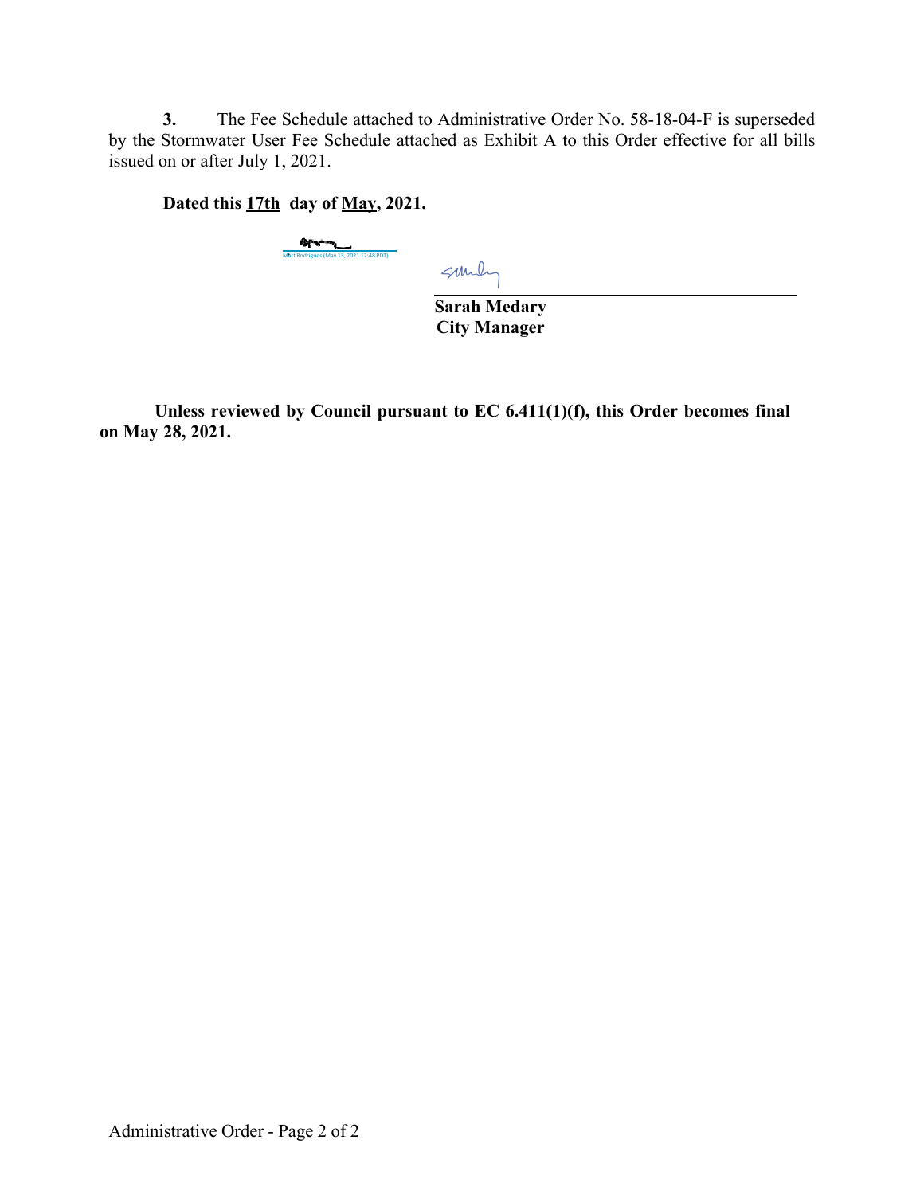**3.** The Fee Schedule attached to Administrative Order No. 58-18-04-F is superseded by the Stormwater User Fee Schedule attached as Exhibit A to this Order effective for all bills issued on or after July 1, 2021.

**Dated this 17th day of May, 2021.**

Matt Rodrigues (May 13, 2021 12:48 PDT)

**Sarah Medary**
**City Manager**

**Unless reviewed by Council pursuant to EC 6.411(1)(f), this Order becomes final on May 28, 2021.**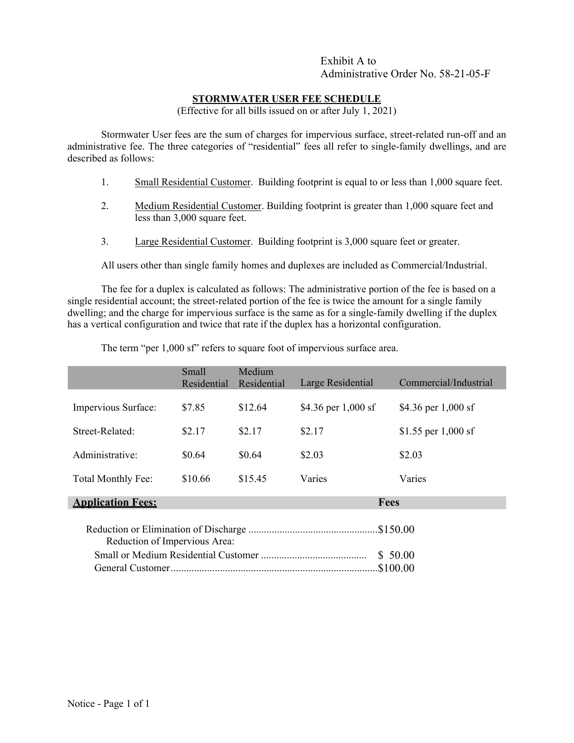Exhibit A to
Administrative Order No. 58-21-05-F

## STORMWATER USER FEE SCHEDULE

(Effective for all bills issued on or after July 1, 2021)

Stormwater User fees are the sum of charges for impervious surface, street-related run-off and an administrative fee. The three categories of "residential" fees all refer to single-family dwellings, and are described as follows:

1. Small Residential Customer. Building footprint is equal to or less than 1,000 square feet.
2. Medium Residential Customer. Building footprint is greater than 1,000 square feet and less than 3,000 square feet.
3. Large Residential Customer. Building footprint is 3,000 square feet or greater.

All users other than single family homes and duplexes are included as Commercial/Industrial.

The fee for a duplex is calculated as follows: The administrative portion of the fee is based on a single residential account; the street-related portion of the fee is twice the amount for a single family dwelling; and the charge for impervious surface is the same as for a single-family dwelling if the duplex has a vertical configuration and twice that rate if the duplex has a horizontal configuration.

The term "per 1,000 sf" refers to square foot of impervious surface area.

| | Small Residential | Medium Residential | Large Residential | Commercial/Industrial |
|---|---|---|---|---|
| Impervious Surface: | $7.85 | $12.64 | $4.36 per 1,000 sf | $4.36 per 1,000 sf |
| Street-Related: | $2.17 | $2.17 | $2.17 | $1.55 per 1,000 sf |
| Administrative: | $0.64 | $0.64 | $2.03 | $2.03 |
| Total Monthly Fee: | $10.66 | $15.45 | Varies | Varies |

| **Application Fees:** | **Fees** |
|---|---|
| Reduction or Elimination of Discharge | $150.00 |
| Reduction of Impervious Area: | |
| Small or Medium Residential Customer | $ 50.00 |
| General Customer | $100.00 |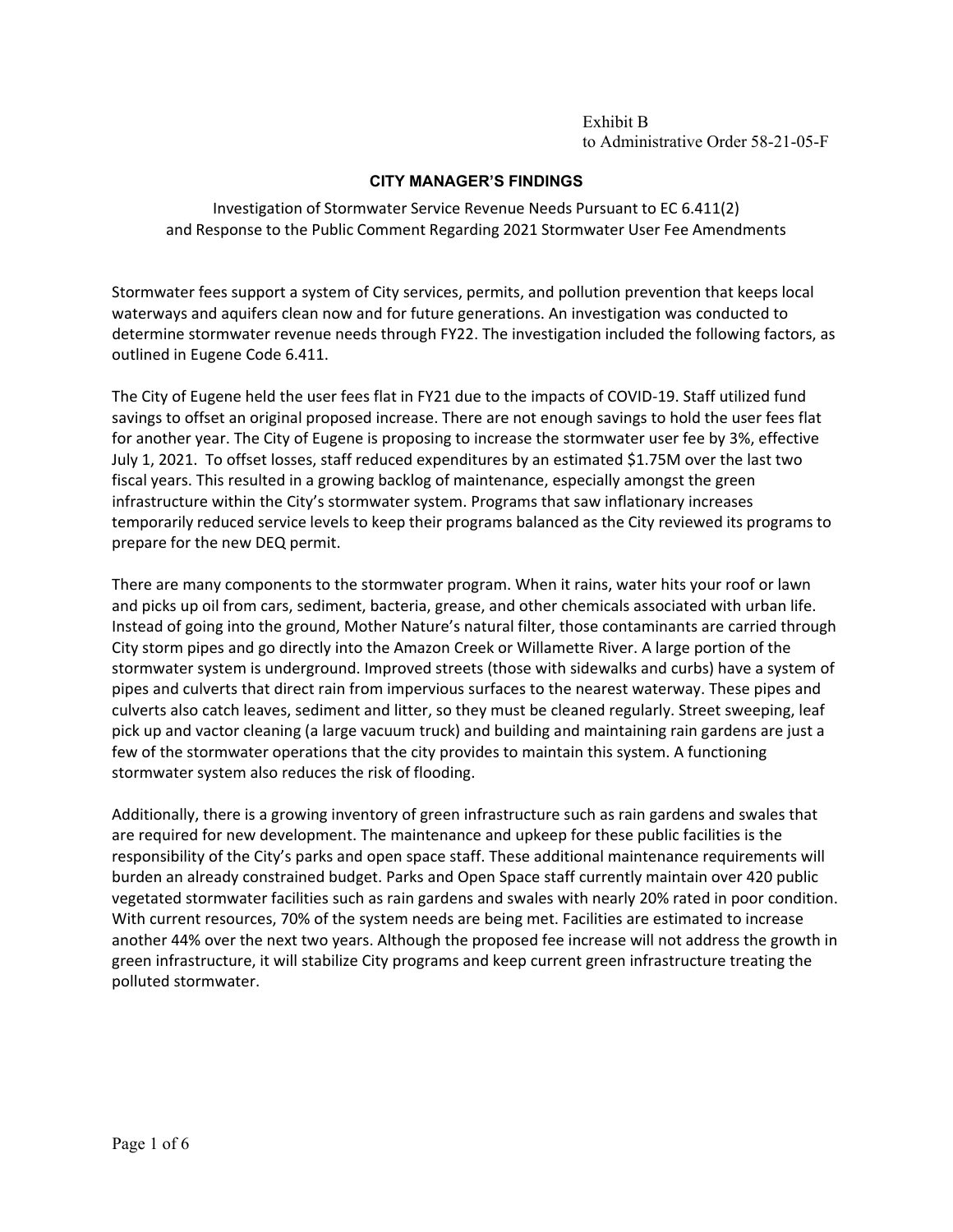Exhibit B
to Administrative Order 58-21-05-F

**CITY MANAGER'S FINDINGS**

Investigation of Stormwater Service Revenue Needs Pursuant to EC 6.411(2)
and Response to the Public Comment Regarding 2021 Stormwater User Fee Amendments

Stormwater fees support a system of City services, permits, and pollution prevention that keeps local waterways and aquifers clean now and for future generations. An investigation was conducted to determine stormwater revenue needs through FY22. The investigation included the following factors, as outlined in Eugene Code 6.411.

The City of Eugene held the user fees flat in FY21 due to the impacts of COVID-19. Staff utilized fund savings to offset an original proposed increase. There are not enough savings to hold the user fees flat for another year. The City of Eugene is proposing to increase the stormwater user fee by 3%, effective July 1, 2021. To offset losses, staff reduced expenditures by an estimated $1.75M over the last two fiscal years. This resulted in a growing backlog of maintenance, especially amongst the green infrastructure within the City's stormwater system. Programs that saw inflationary increases temporarily reduced service levels to keep their programs balanced as the City reviewed its programs to prepare for the new DEQ permit.

There are many components to the stormwater program. When it rains, water hits your roof or lawn and picks up oil from cars, sediment, bacteria, grease, and other chemicals associated with urban life. Instead of going into the ground, Mother Nature's natural filter, those contaminants are carried through City storm pipes and go directly into the Amazon Creek or Willamette River. A large portion of the stormwater system is underground. Improved streets (those with sidewalks and curbs) have a system of pipes and culverts that direct rain from impervious surfaces to the nearest waterway. These pipes and culverts also catch leaves, sediment and litter, so they must be cleaned regularly. Street sweeping, leaf pick up and vactor cleaning (a large vacuum truck) and building and maintaining rain gardens are just a few of the stormwater operations that the city provides to maintain this system. A functioning stormwater system also reduces the risk of flooding.

Additionally, there is a growing inventory of green infrastructure such as rain gardens and swales that are required for new development. The maintenance and upkeep for these public facilities is the responsibility of the City's parks and open space staff. These additional maintenance requirements will burden an already constrained budget. Parks and Open Space staff currently maintain over 420 public vegetated stormwater facilities such as rain gardens and swales with nearly 20% rated in poor condition. With current resources, 70% of the system needs are being met. Facilities are estimated to increase another 44% over the next two years. Although the proposed fee increase will not address the growth in green infrastructure, it will stabilize City programs and keep current green infrastructure treating the polluted stormwater.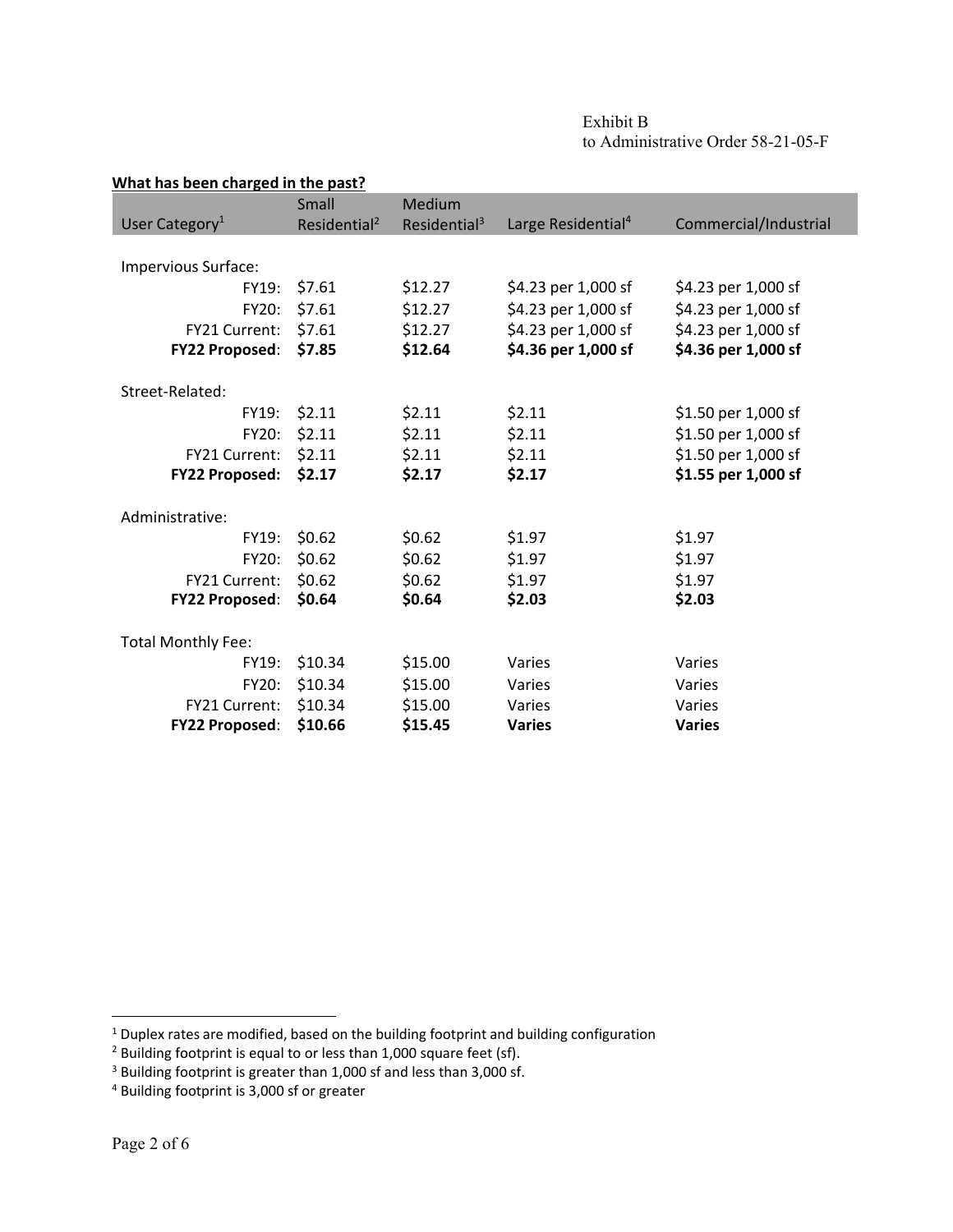Exhibit B
to Administrative Order 58-21-05-F

**What has been charged in the past?**

| User Category[1] | | Small Residential[2] | Medium Residential[3] | Large Residential[4] | Commercial/Industrial |
|---|---|---|---|---|---|
| Impervious Surface: | | | | | |
| | FY19: | $7.61 | $12.27 | $4.23 per 1,000 sf | $4.23 per 1,000 sf |
| | FY20: | $7.61 | $12.27 | $4.23 per 1,000 sf | $4.23 per 1,000 sf |
| | FY21 Current: | $7.61 | $12.27 | $4.23 per 1,000 sf | $4.23 per 1,000 sf |
| | **FY22 Proposed**: | **$7.85** | **$12.64** | **$4.36 per 1,000 sf** | **$4.36 per 1,000 sf** |
| Street-Related: | | | | | |
| | FY19: | $2.11 | $2.11 | $2.11 | $1.50 per 1,000 sf |
| | FY20: | $2.11 | $2.11 | $2.11 | $1.50 per 1,000 sf |
| | FY21 Current: | $2.11 | $2.11 | $2.11 | $1.50 per 1,000 sf |
| | **FY22 Proposed:** | **$2.17** | **$2.17** | **$2.17** | **$1.55 per 1,000 sf** |
| Administrative: | | | | | |
| | FY19: | $0.62 | $0.62 | $1.97 | $1.97 |
| | FY20: | $0.62 | $0.62 | $1.97 | $1.97 |
| | FY21 Current: | $0.62 | $0.62 | $1.97 | $1.97 |
| | **FY22 Proposed**: | **$0.64** | **$0.64** | **$2.03** | **$2.03** |
| Total Monthly Fee: | | | | | |
| | FY19: | $10.34 | $15.00 | Varies | Varies |
| | FY20: | $10.34 | $15.00 | Varies | Varies |
| | FY21 Current: | $10.34 | $15.00 | Varies | Varies |
| | **FY22 Proposed**: | **$10.66** | **$15.45** | **Varies** | **Varies** |

[1] Duplex rates are modified, based on the building footprint and building configuration
[2] Building footprint is equal to or less than 1,000 square feet (sf).
[3] Building footprint is greater than 1,000 sf and less than 3,000 sf.
[4] Building footprint is 3,000 sf or greater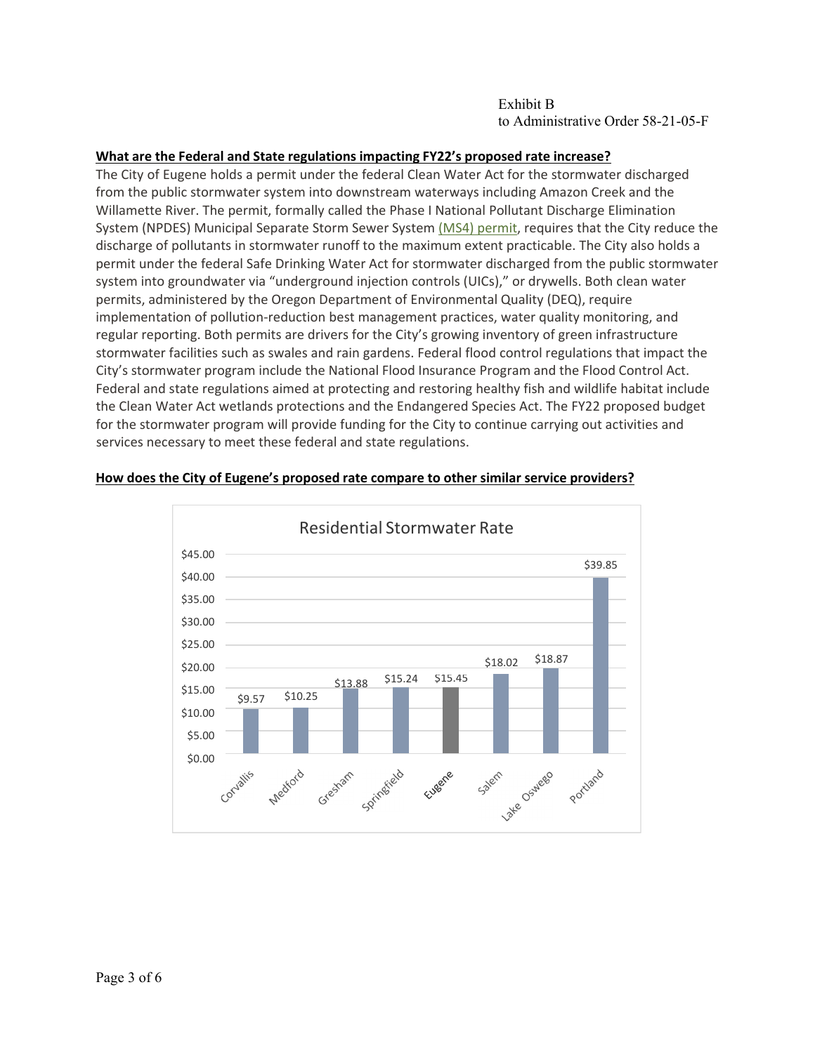**What are the Federal and State regulations impacting FY22's proposed rate increase?**

The City of Eugene holds a permit under the federal Clean Water Act for the stormwater discharged from the public stormwater system into downstream waterways including Amazon Creek and the Willamette River. The permit, formally called the Phase I National Pollutant Discharge Elimination System (NPDES) Municipal Separate Storm Sewer System (MS4) permit, requires that the City reduce the discharge of pollutants in stormwater runoff to the maximum extent practicable. The City also holds a permit under the federal Safe Drinking Water Act for stormwater discharged from the public stormwater system into groundwater via "underground injection controls (UICs)," or drywells. Both clean water permits, administered by the Oregon Department of Environmental Quality (DEQ), require implementation of pollution-reduction best management practices, water quality monitoring, and regular reporting. Both permits are drivers for the City's growing inventory of green infrastructure stormwater facilities such as swales and rain gardens. Federal flood control regulations that impact the City's stormwater program include the National Flood Insurance Program and the Flood Control Act. Federal and state regulations aimed at protecting and restoring healthy fish and wildlife habitat include the Clean Water Act wetlands protections and the Endangered Species Act. The FY22 proposed budget for the stormwater program will provide funding for the City to continue carrying out activities and services necessary to meet these federal and state regulations.

**How does the City of Eugene's proposed rate compare to other similar service providers?**

Residential Stormwater Rate

| City | Rate |
|---|---|
| Corvallis | $9.57 |
| Medford | $10.25 |
| Gresham | $13.88 |
| Springfield | $15.24 |
| Eugene | $15.45 |
| Salem | $18.02 |
| Lake Oswego | $18.87 |
| Portland | $39.85 |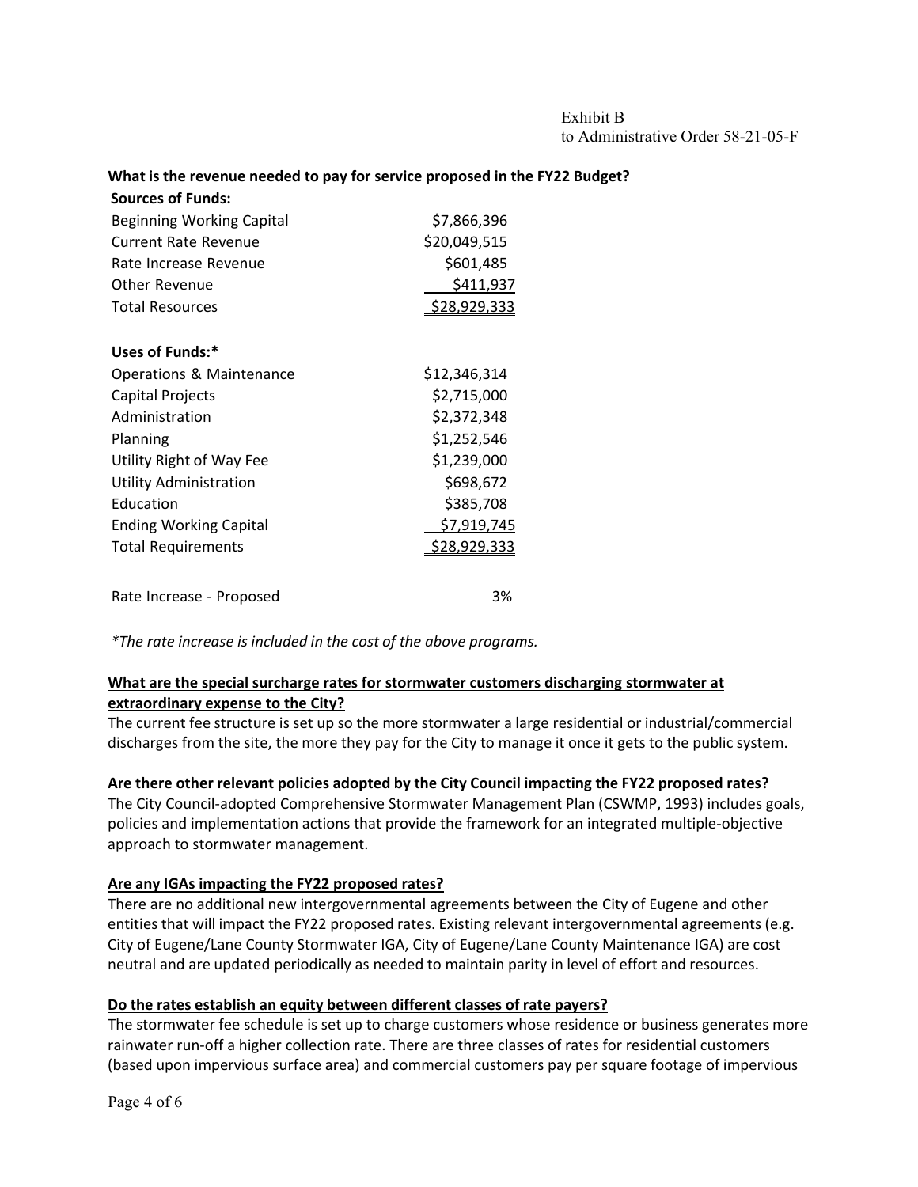Exhibit B
to Administrative Order 58-21-05-F

**What is the revenue needed to pay for service proposed in the FY22 Budget?**

| **Sources of Funds:** | |
|---|---|
| Beginning Working Capital | $7,866,396 |
| Current Rate Revenue | $20,049,515 |
| Rate Increase Revenue | $601,485 |
| Other Revenue | $411,937 |
| Total Resources | $28,929,333 |

| **Uses of Funds:*** | |
|---|---|
| Operations & Maintenance | $12,346,314 |
| Capital Projects | $2,715,000 |
| Administration | $2,372,348 |
| Planning | $1,252,546 |
| Utility Right of Way Fee | $1,239,000 |
| Utility Administration | $698,672 |
| Education | $385,708 |
| Ending Working Capital | $7,919,745 |
| Total Requirements | $28,929,333 |

| | |
|---|---|
| Rate Increase - Proposed | 3% |

*\*The rate increase is included in the cost of the above programs.*

**What are the special surcharge rates for stormwater customers discharging stormwater at extraordinary expense to the City?**

The current fee structure is set up so the more stormwater a large residential or industrial/commercial discharges from the site, the more they pay for the City to manage it once it gets to the public system.

**Are there other relevant policies adopted by the City Council impacting the FY22 proposed rates?**

The City Council-adopted Comprehensive Stormwater Management Plan (CSWMP, 1993) includes goals, policies and implementation actions that provide the framework for an integrated multiple-objective approach to stormwater management.

**Are any IGAs impacting the FY22 proposed rates?**

There are no additional new intergovernmental agreements between the City of Eugene and other entities that will impact the FY22 proposed rates. Existing relevant intergovernmental agreements (e.g. City of Eugene/Lane County Stormwater IGA, City of Eugene/Lane County Maintenance IGA) are cost neutral and are updated periodically as needed to maintain parity in level of effort and resources.

**Do the rates establish an equity between different classes of rate payers?**

The stormwater fee schedule is set up to charge customers whose residence or business generates more rainwater run-off a higher collection rate. There are three classes of rates for residential customers (based upon impervious surface area) and commercial customers pay per square footage of impervious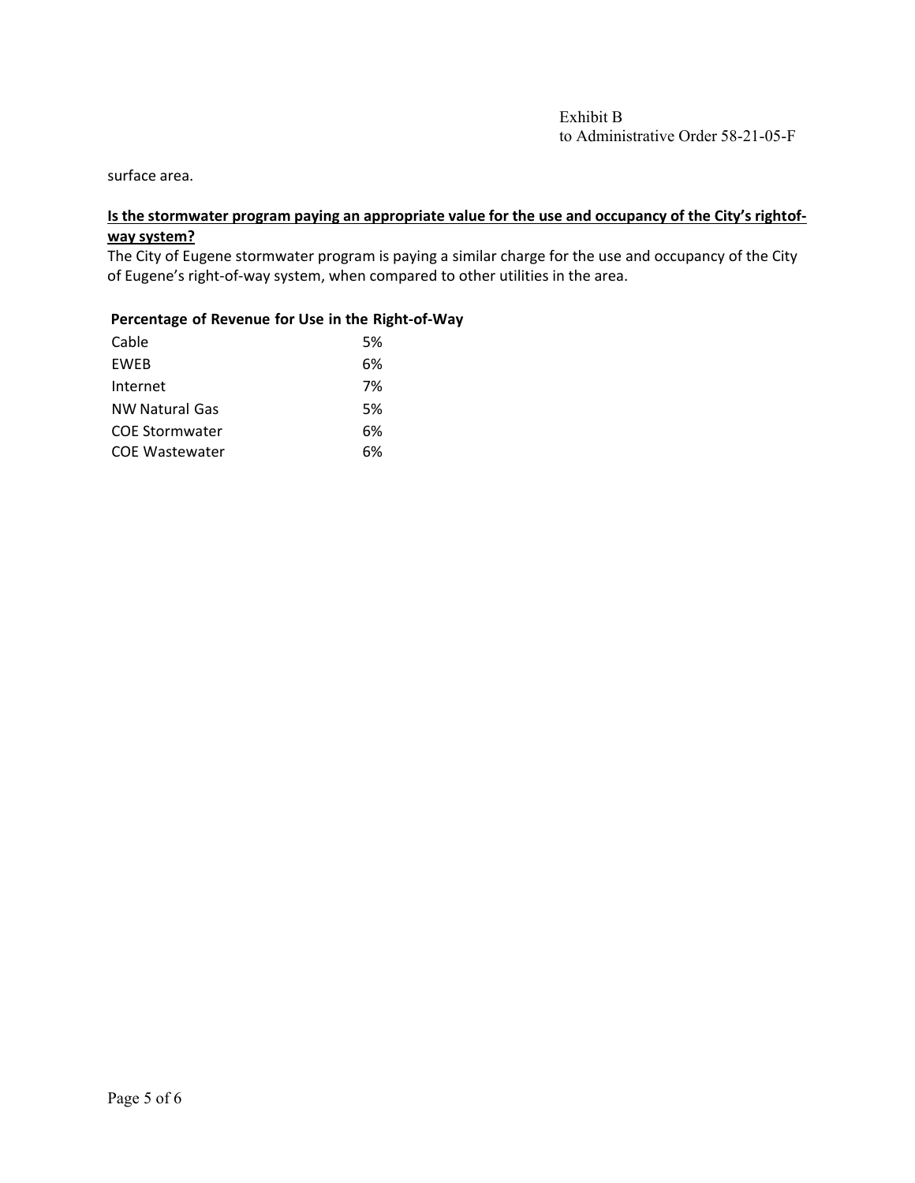surface area.

**Is the stormwater program paying an appropriate value for the use and occupancy of the City's rightof-way system?**

The City of Eugene stormwater program is paying a similar charge for the use and occupancy of the City of Eugene's right-of-way system, when compared to other utilities in the area.

**Percentage of Revenue for Use in the Right-of-Way**

| | |
|---|---|
| Cable | 5% |
| EWEB | 6% |
| Internet | 7% |
| NW Natural Gas | 5% |
| COE Stormwater | 6% |
| COE Wastewater | 6% |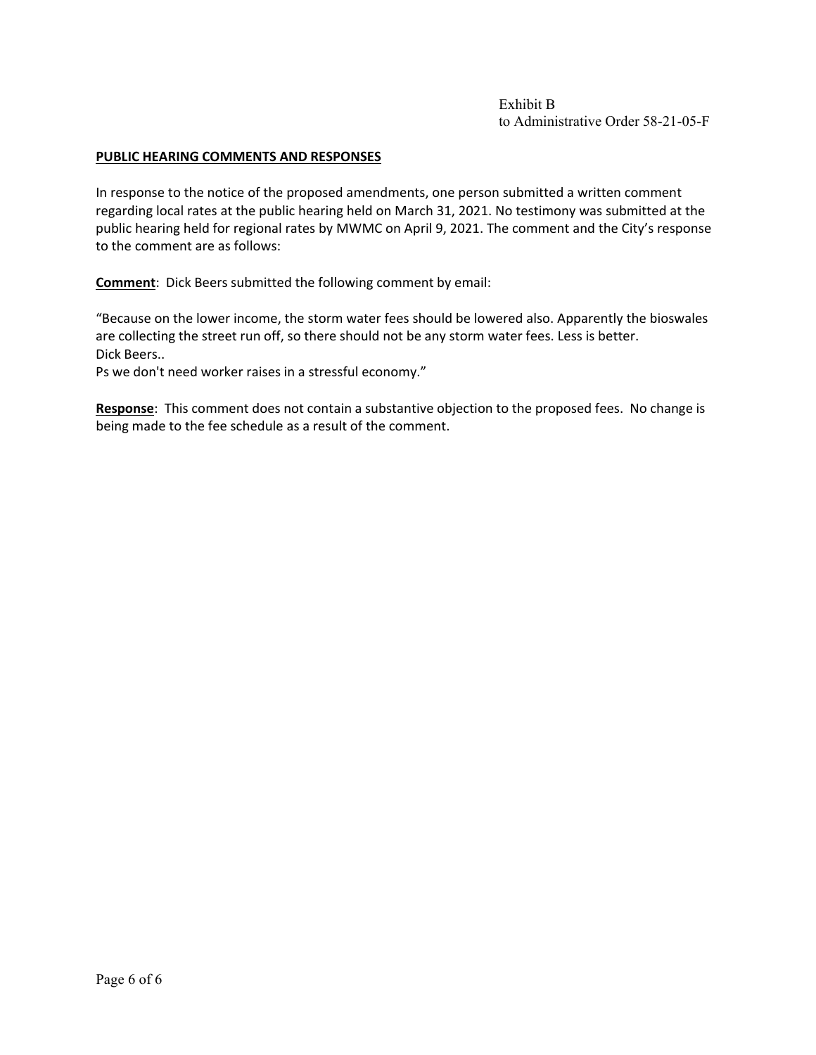Exhibit B
to Administrative Order 58-21-05-F

**PUBLIC HEARING COMMENTS AND RESPONSES**

In response to the notice of the proposed amendments, one person submitted a written comment regarding local rates at the public hearing held on March 31, 2021. No testimony was submitted at the public hearing held for regional rates by MWMC on April 9, 2021. The comment and the City's response to the comment are as follows:

**Comment**: Dick Beers submitted the following comment by email:

"Because on the lower income, the storm water fees should be lowered also. Apparently the bioswales are collecting the street run off, so there should not be any storm water fees. Less is better.
Dick Beers..
Ps we don't need worker raises in a stressful economy."

**Response**: This comment does not contain a substantive objection to the proposed fees. No change is being made to the fee schedule as a result of the comment.